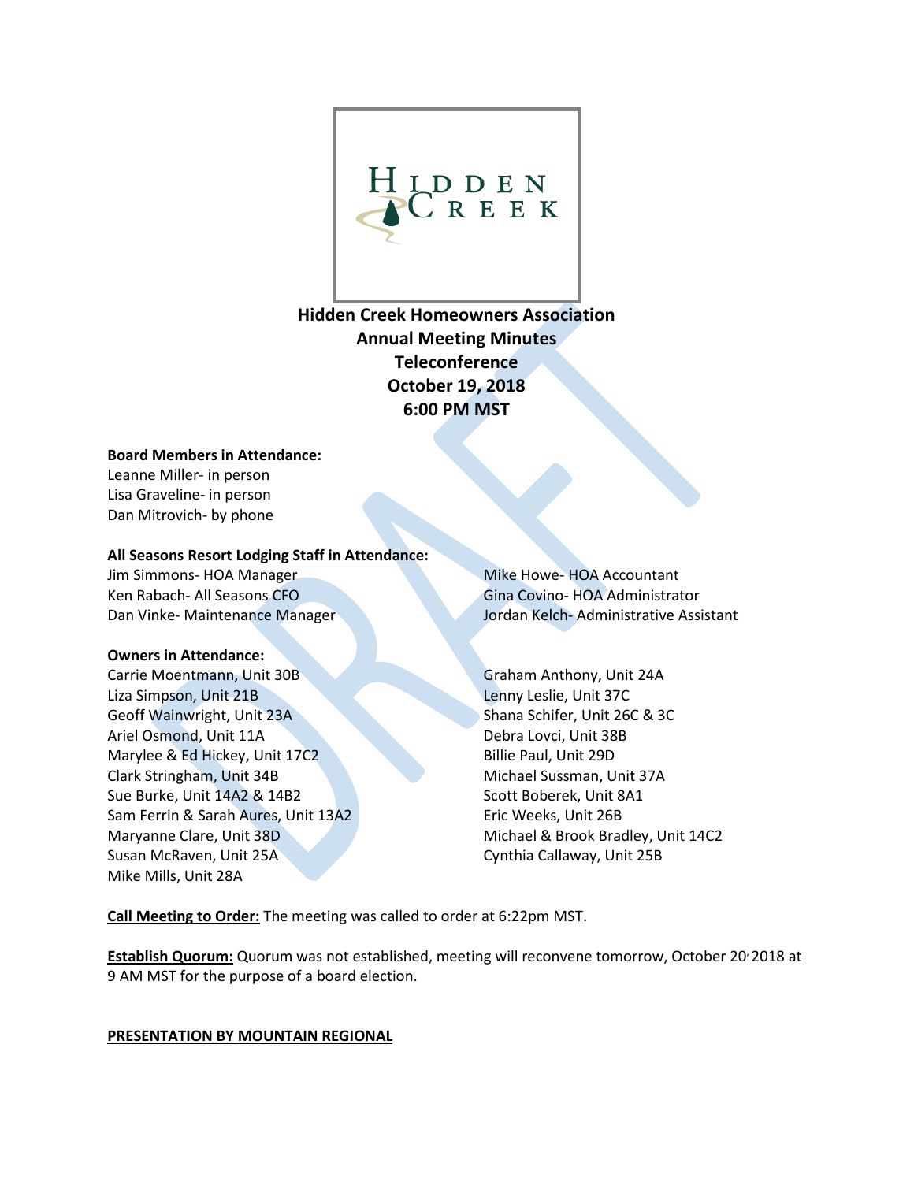# Hidden Creek Homeowners Association

**Annual Meeting Minutes**
**Teleconference**
**October 19, 2018**
**6:00 PM MST**

**Board Members in Attendance:**

Leanne Miller- in person
Lisa Graveline- in person
Dan Mitrovich- by phone

**All Seasons Resort Lodging Staff in Attendance:**

Jim Simmons- HOA Manager
Ken Rabach- All Seasons CFO
Dan Vinke- Maintenance Manager
Mike Howe- HOA Accountant
Gina Covino- HOA Administrator
Jordan Kelch- Administrative Assistant

**Owners in Attendance:**

Carrie Moentmann, Unit 30B
Liza Simpson, Unit 21B
Geoff Wainwright, Unit 23A
Ariel Osmond, Unit 11A
Marylee & Ed Hickey, Unit 17C2
Clark Stringham, Unit 34B
Sue Burke, Unit 14A2 & 14B2
Sam Ferrin & Sarah Aures, Unit 13A2
Maryanne Clare, Unit 38D
Susan McRaven, Unit 25A
Mike Mills, Unit 28A
Graham Anthony, Unit 24A
Lenny Leslie, Unit 37C
Shana Schifer, Unit 26C & 3C
Debra Lovci, Unit 38B
Billie Paul, Unit 29D
Michael Sussman, Unit 37A
Scott Boberek, Unit 8A1
Eric Weeks, Unit 26B
Michael & Brook Bradley, Unit 14C2
Cynthia Callaway, Unit 25B

**Call Meeting to Order:** The meeting was called to order at 6:22pm MST.

**Establish Quorum:** Quorum was not established, meeting will reconvene tomorrow, October 20, 2018 at 9 AM MST for the purpose of a board election.

**PRESENTATION BY MOUNTAIN REGIONAL**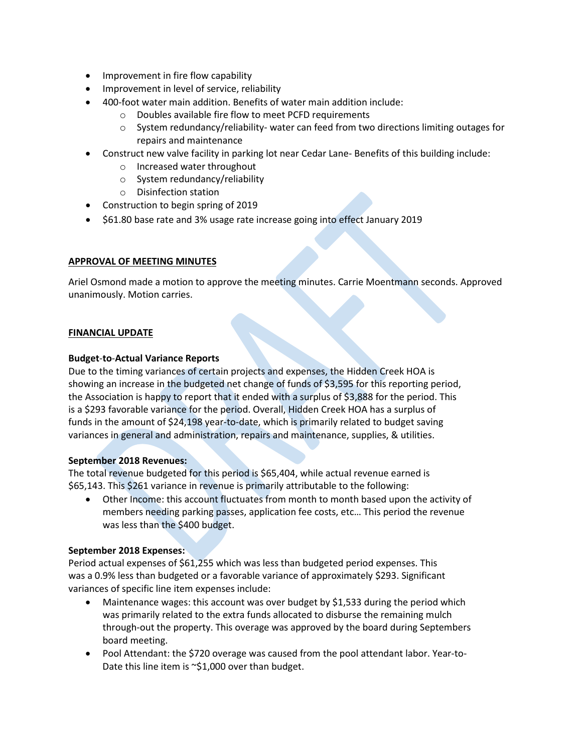- Improvement in fire flow capability
- Improvement in level of service, reliability
- 400-foot water main addition. Benefits of water main addition include:
    - Doubles available fire flow to meet PCFD requirements
    - System redundancy/reliability- water can feed from two directions limiting outages for repairs and maintenance
- Construct new valve facility in parking lot near Cedar Lane- Benefits of this building include:
    - Increased water throughout
    - System redundancy/reliability
    - Disinfection station
- Construction to begin spring of 2019
- $61.80 base rate and 3% usage rate increase going into effect January 2019

**APPROVAL OF MEETING MINUTES**

Ariel Osmond made a motion to approve the meeting minutes. Carrie Moentmann seconds. Approved unanimously. Motion carries.

**FINANCIAL UPDATE**

**Budget-to-Actual Variance Reports**

Due to the timing variances of certain projects and expenses, the Hidden Creek HOA is showing an increase in the budgeted net change of funds of $3,595 for this reporting period, the Association is happy to report that it ended with a surplus of $3,888 for the period. This is a $293 favorable variance for the period. Overall, Hidden Creek HOA has a surplus of funds in the amount of $24,198 year-to-date, which is primarily related to budget saving variances in general and administration, repairs and maintenance, supplies, & utilities.

**September 2018 Revenues:**

The total revenue budgeted for this period is $65,404, while actual revenue earned is $65,143. This $261 variance in revenue is primarily attributable to the following:

- Other Income: this account fluctuates from month to month based upon the activity of members needing parking passes, application fee costs, etc… This period the revenue was less than the $400 budget.

**September 2018 Expenses:**

Period actual expenses of $61,255 which was less than budgeted period expenses. This was a 0.9% less than budgeted or a favorable variance of approximately $293. Significant variances of specific line item expenses include:

- Maintenance wages: this account was over budget by $1,533 during the period which was primarily related to the extra funds allocated to disburse the remaining mulch through-out the property. This overage was approved by the board during Septembers board meeting.
- Pool Attendant: the $720 overage was caused from the pool attendant labor. Year-to-Date this line item is ~$1,000 over than budget.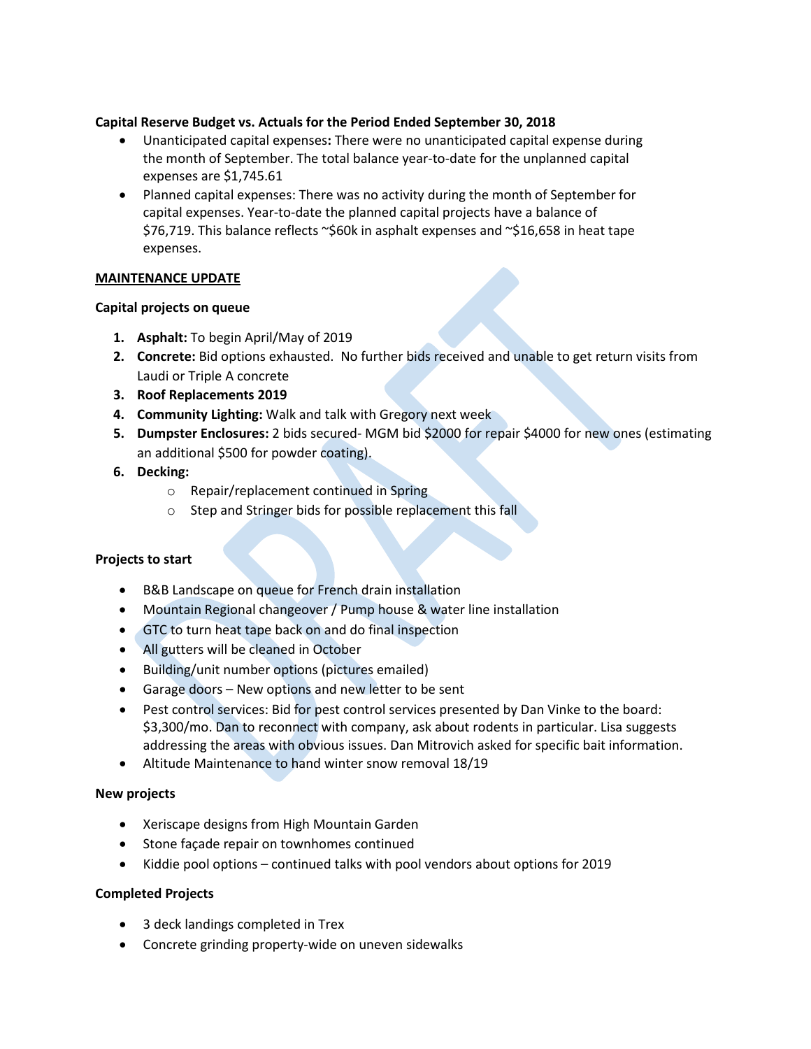**Capital Reserve Budget vs. Actuals for the Period Ended September 30, 2018**

- Unanticipated capital expenses**:** There were no unanticipated capital expense during the month of September. The total balance year-to-date for the unplanned capital expenses are $1,745.61
- Planned capital expenses: There was no activity during the month of September for capital expenses. Year-to-date the planned capital projects have a balance of $76,719. This balance reflects ~$60k in asphalt expenses and ~$16,658 in heat tape expenses.

**MAINTENANCE UPDATE**

**Capital projects on queue**

1. **Asphalt:** To begin April/May of 2019
2. **Concrete:** Bid options exhausted. No further bids received and unable to get return visits from Laudi or Triple A concrete
3. **Roof Replacements 2019**
4. **Community Lighting:** Walk and talk with Gregory next week
5. **Dumpster Enclosures:** 2 bids secured- MGM bid $2000 for repair $4000 for new ones (estimating an additional $500 for powder coating).
6. **Decking:**
   - Repair/replacement continued in Spring
   - Step and Stringer bids for possible replacement this fall

**Projects to start**

- B&B Landscape on queue for French drain installation
- Mountain Regional changeover / Pump house & water line installation
- GTC to turn heat tape back on and do final inspection
- All gutters will be cleaned in October
- Building/unit number options (pictures emailed)
- Garage doors – New options and new letter to be sent
- Pest control services: Bid for pest control services presented by Dan Vinke to the board: $3,300/mo. Dan to reconnect with company, ask about rodents in particular. Lisa suggests addressing the areas with obvious issues. Dan Mitrovich asked for specific bait information.
- Altitude Maintenance to hand winter snow removal 18/19

**New projects**

- Xeriscape designs from High Mountain Garden
- Stone façade repair on townhomes continued
- Kiddie pool options – continued talks with pool vendors about options for 2019

**Completed Projects**

- 3 deck landings completed in Trex
- Concrete grinding property-wide on uneven sidewalks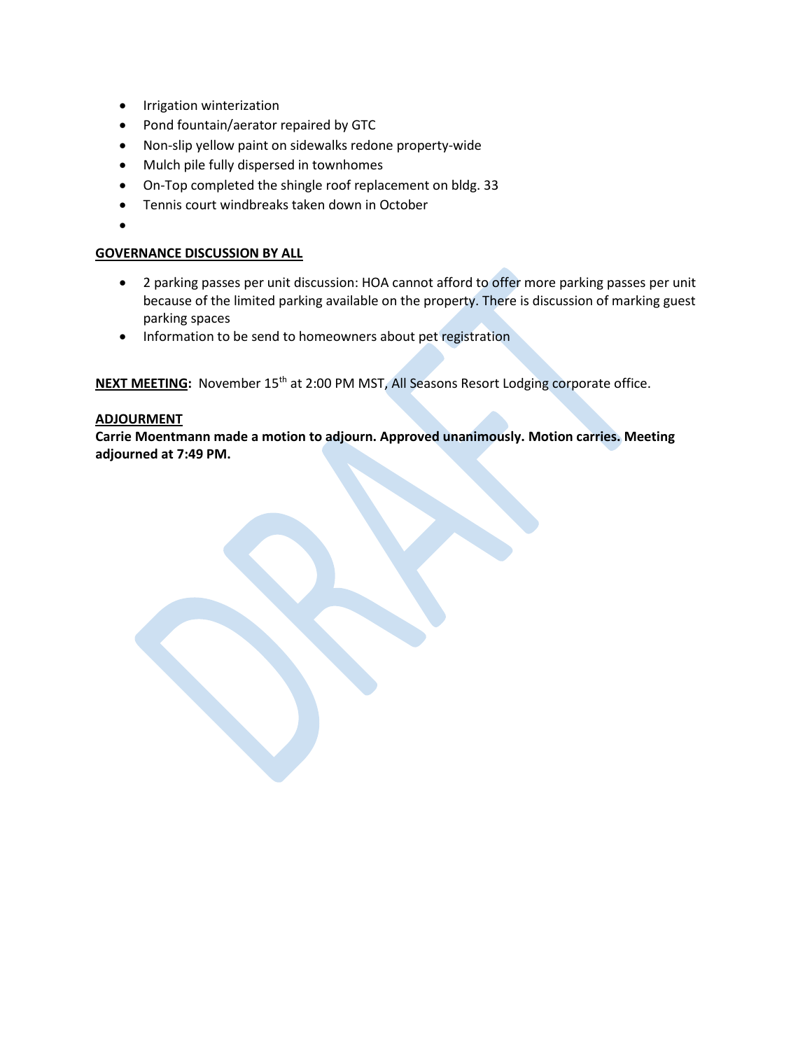- Irrigation winterization
- Pond fountain/aerator repaired by GTC
- Non-slip yellow paint on sidewalks redone property-wide
- Mulch pile fully dispersed in townhomes
- On-Top completed the shingle roof replacement on bldg. 33
- Tennis court windbreaks taken down in October
- 

**GOVERNANCE DISCUSSION BY ALL**

- 2 parking passes per unit discussion: HOA cannot afford to offer more parking passes per unit because of the limited parking available on the property. There is discussion of marking guest parking spaces
- Information to be send to homeowners about pet registration

**NEXT MEETING:** November 15th at 2:00 PM MST, All Seasons Resort Lodging corporate office.

**ADJOURMENT**

**Carrie Moentmann made a motion to adjourn. Approved unanimously. Motion carries. Meeting adjourned at 7:49 PM.**